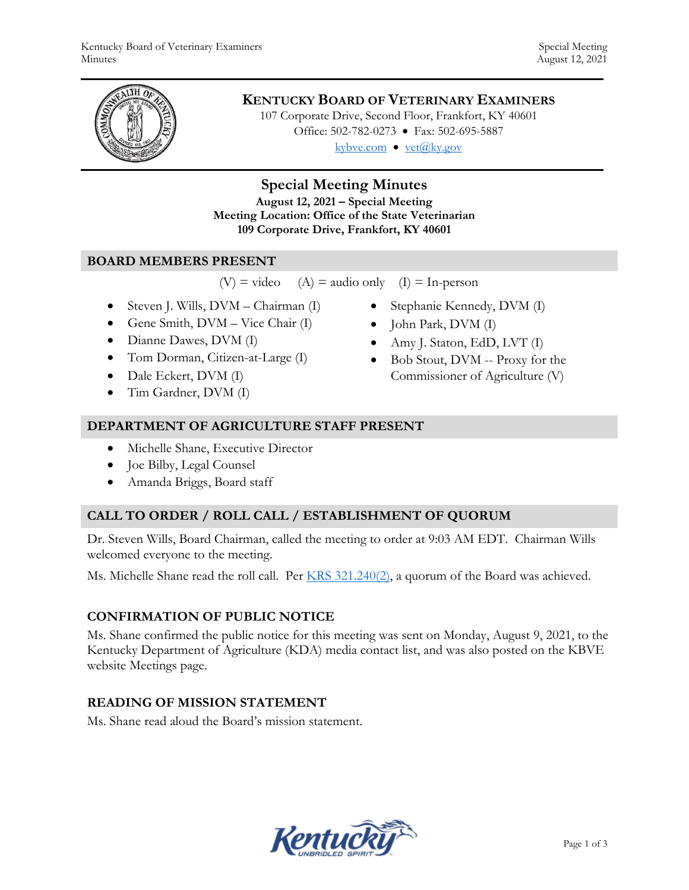# KENTUCKY BOARD OF VETERINARY EXAMINERS

107 Corporate Drive, Second Floor, Frankfort, KY 40601
Office: 502-782-0273 • Fax: 502-695-5887
[kybve.com](kybve.com) • [vet@ky.gov](mailto:vet@ky.gov)

## Special Meeting Minutes

**August 12, 2021 – Special Meeting**
**Meeting Location: Office of the State Veterinarian**
**109 Corporate Drive, Frankfort, KY 40601**

### BOARD MEMBERS PRESENT

(V) = video (A) = audio only (I) = In-person

- Steven J. Wills, DVM – Chairman (I)
- Gene Smith, DVM – Vice Chair (I)
- Dianne Dawes, DVM (I)
- Tom Dorman, Citizen-at-Large (I)
- Dale Eckert, DVM (I)
- Tim Gardner, DVM (I)
- Stephanie Kennedy, DVM (I)
- John Park, DVM (I)
- Amy J. Staton, EdD, LVT (I)
- Bob Stout, DVM -- Proxy for the Commissioner of Agriculture (V)

### DEPARTMENT OF AGRICULTURE STAFF PRESENT

- Michelle Shane, Executive Director
- Joe Bilby, Legal Counsel
- Amanda Briggs, Board staff

### CALL TO ORDER / ROLL CALL / ESTABLISHMENT OF QUORUM

Dr. Steven Wills, Board Chairman, called the meeting to order at 9:03 AM EDT. Chairman Wills welcomed everyone to the meeting.

Ms. Michelle Shane read the roll call. Per KRS 321.240(2), a quorum of the Board was achieved.

### CONFIRMATION OF PUBLIC NOTICE

Ms. Shane confirmed the public notice for this meeting was sent on Monday, August 9, 2021, to the Kentucky Department of Agriculture (KDA) media contact list, and was also posted on the KBVE website Meetings page.

### READING OF MISSION STATEMENT

Ms. Shane read aloud the Board's mission statement.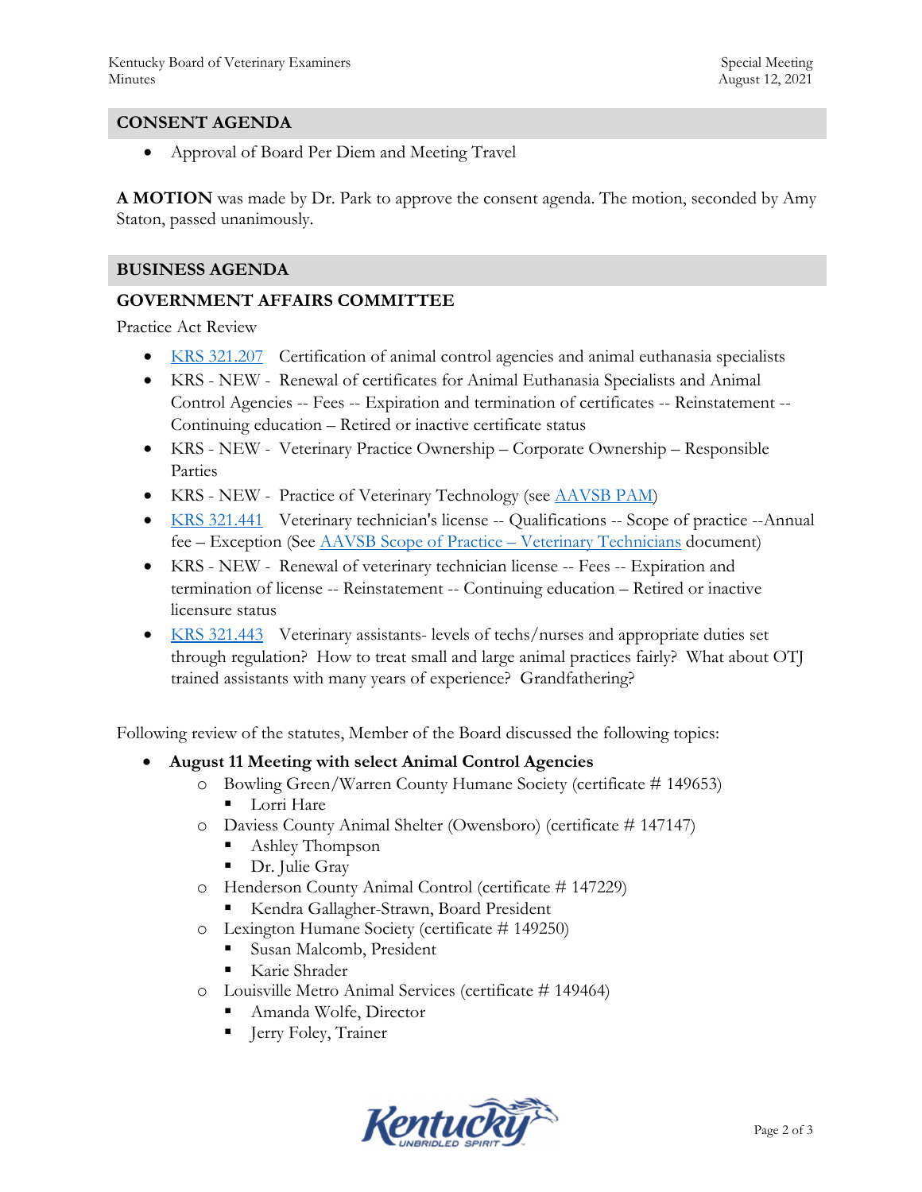## CONSENT AGENDA

- Approval of Board Per Diem and Meeting Travel

**A MOTION** was made by Dr. Park to approve the consent agenda. The motion, seconded by Amy Staton, passed unanimously.

## BUSINESS AGENDA

### GOVERNMENT AFFAIRS COMMITTEE

Practice Act Review

- KRS 321.207 Certification of animal control agencies and animal euthanasia specialists
- KRS - NEW - Renewal of certificates for Animal Euthanasia Specialists and Animal Control Agencies -- Fees -- Expiration and termination of certificates -- Reinstatement -- Continuing education – Retired or inactive certificate status
- KRS - NEW - Veterinary Practice Ownership – Corporate Ownership – Responsible Parties
- KRS - NEW - Practice of Veterinary Technology (see AAVSB PAM)
- KRS 321.441 Veterinary technician's license -- Qualifications -- Scope of practice --Annual fee – Exception (See AAVSB Scope of Practice – Veterinary Technicians document)
- KRS - NEW - Renewal of veterinary technician license -- Fees -- Expiration and termination of license -- Reinstatement -- Continuing education – Retired or inactive licensure status
- KRS 321.443 Veterinary assistants- levels of techs/nurses and appropriate duties set through regulation? How to treat small and large animal practices fairly? What about OTJ trained assistants with many years of experience? Grandfathering?

Following review of the statutes, Member of the Board discussed the following topics:

- **August 11 Meeting with select Animal Control Agencies**
  - Bowling Green/Warren County Humane Society (certificate # 149653)
    - Lorri Hare
  - Daviess County Animal Shelter (Owensboro) (certificate # 147147)
    - Ashley Thompson
    - Dr. Julie Gray
  - Henderson County Animal Control (certificate # 147229)
    - Kendra Gallagher-Strawn, Board President
  - Lexington Humane Society (certificate # 149250)
    - Susan Malcomb, President
    - Karie Shrader
  - Louisville Metro Animal Services (certificate # 149464)
    - Amanda Wolfe, Director
    - Jerry Foley, Trainer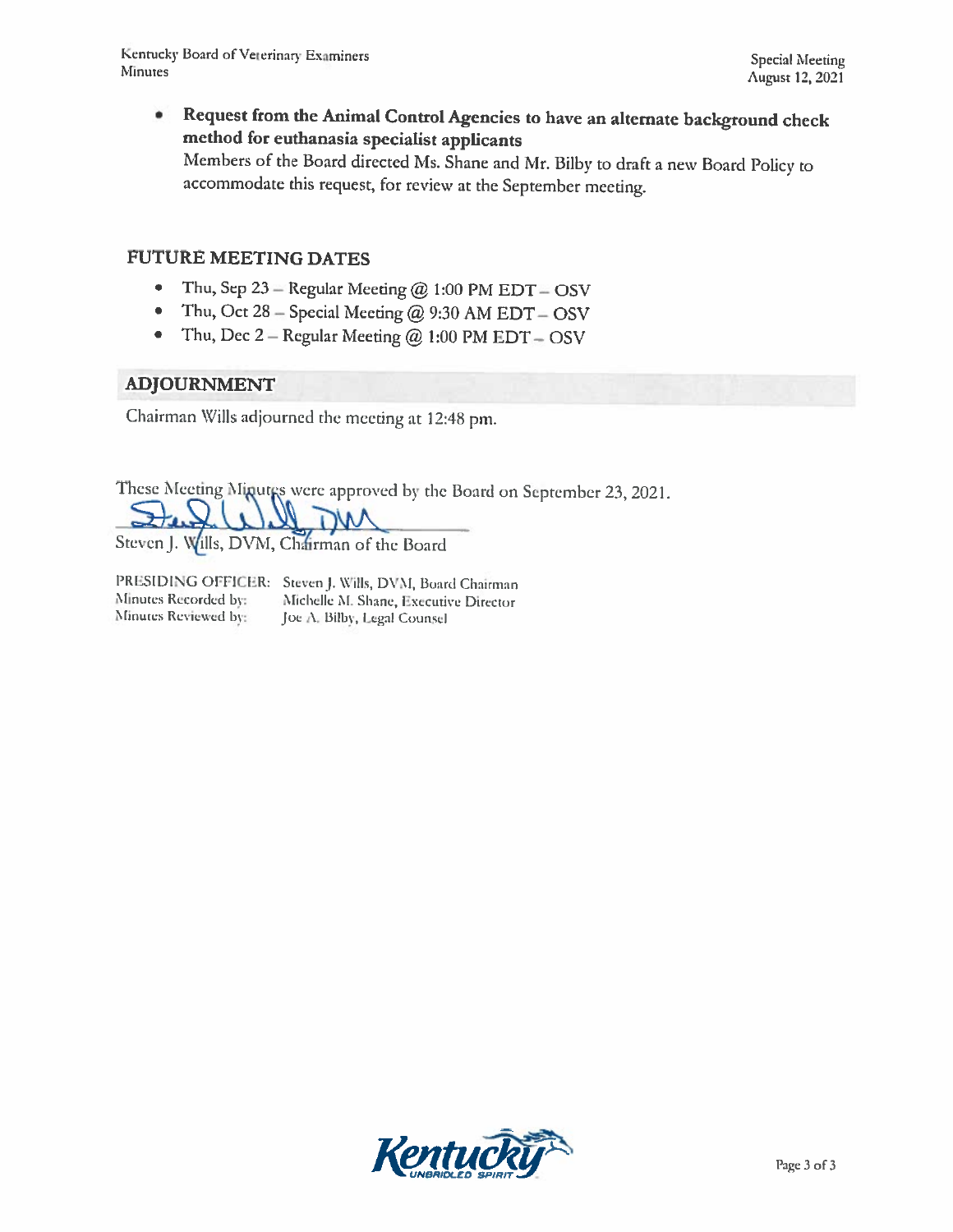- **Request from the Animal Control Agencies to have an alternate background check method for euthanasia specialist applicants**
  Members of the Board directed Ms. Shane and Mr. Bilby to draft a new Board Policy to accommodate this request, for review at the September meeting.

## FUTURE MEETING DATES

- Thu, Sep 23 – Regular Meeting @ 1:00 PM EDT – OSV
- Thu, Oct 28 – Special Meeting @ 9:30 AM EDT – OSV
- Thu, Dec 2 – Regular Meeting @ 1:00 PM EDT – OSV

## ADJOURNMENT

Chairman Wills adjourned the meeting at 12:48 pm.

These Meeting Minutes were approved by the Board on September 23, 2021.

Steven J. Wills, DVM, Chairman of the Board

PRESIDING OFFICER: Steven J. Wills, DVM, Board Chairman
Minutes Recorded by: Michelle M. Shane, Executive Director
Minutes Reviewed by: Joe A. Bilby, Legal Counsel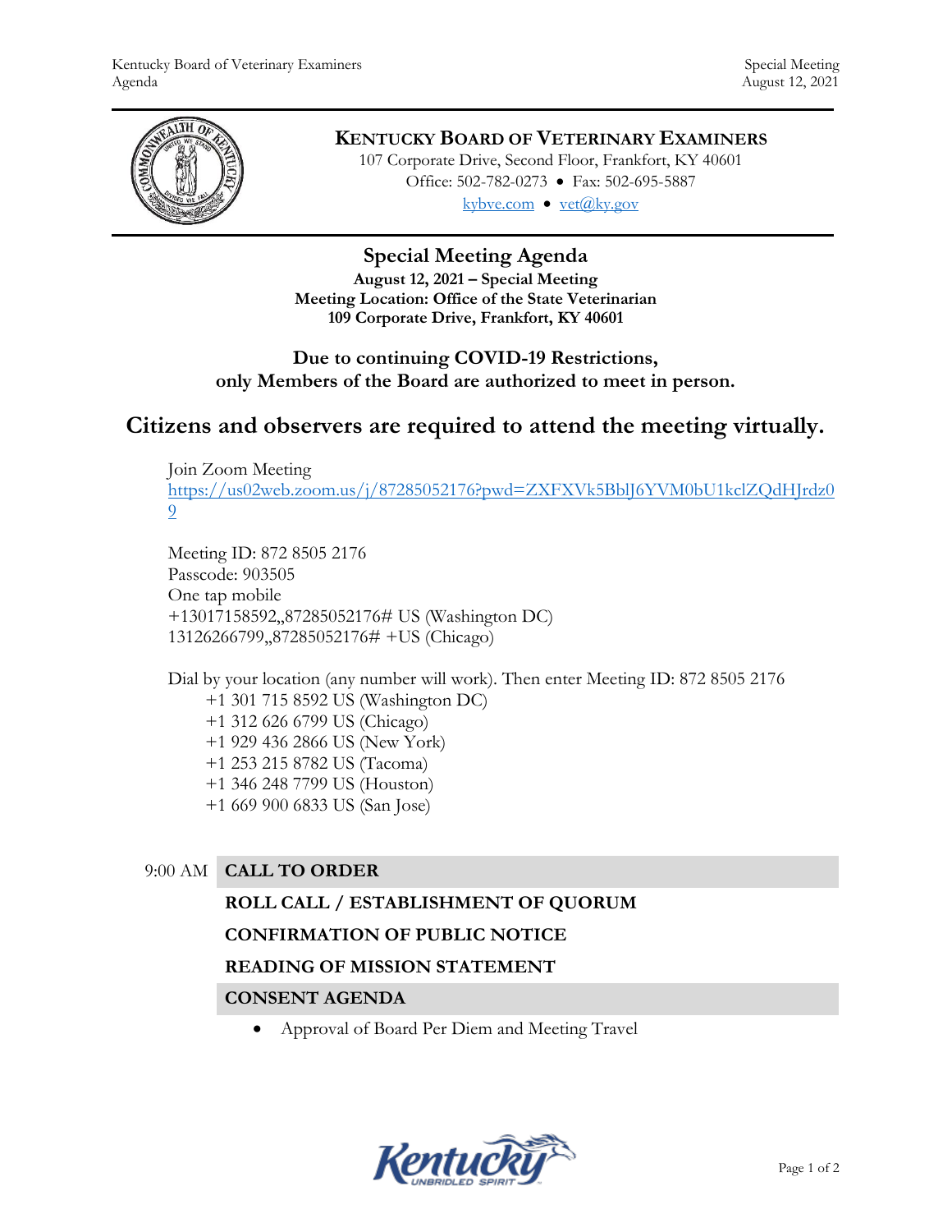# KENTUCKY BOARD OF VETERINARY EXAMINERS

107 Corporate Drive, Second Floor, Frankfort, KY 40601
Office: 502-782-0273 • Fax: 502-695-5887
kybve.com • vet@ky.gov

## Special Meeting Agenda

**August 12, 2021 – Special Meeting**
**Meeting Location: Office of the State Veterinarian**
**109 Corporate Drive, Frankfort, KY 40601**

**Due to continuing COVID-19 Restrictions, only Members of the Board are authorized to meet in person.**

## Citizens and observers are required to attend the meeting virtually.

Join Zoom Meeting
https://us02web.zoom.us/j/87285052176?pwd=ZXFXVk5BblJ6YVM0bU1kclZQdHJrdz09

Meeting ID: 872 8505 2176
Passcode: 903505
One tap mobile
+13017158592,,87285052176# US (Washington DC)
13126266799,,87285052176# +US (Chicago)

Dial by your location (any number will work). Then enter Meeting ID: 872 8505 2176

- +1 301 715 8592 US (Washington DC)
- +1 312 626 6799 US (Chicago)
- +1 929 436 2866 US (New York)
- +1 253 215 8782 US (Tacoma)
- +1 346 248 7799 US (Houston)
- +1 669 900 6833 US (San Jose)

9:00 AM **CALL TO ORDER**

**ROLL CALL / ESTABLISHMENT OF QUORUM**

**CONFIRMATION OF PUBLIC NOTICE**

**READING OF MISSION STATEMENT**

**CONSENT AGENDA**

- Approval of Board Per Diem and Meeting Travel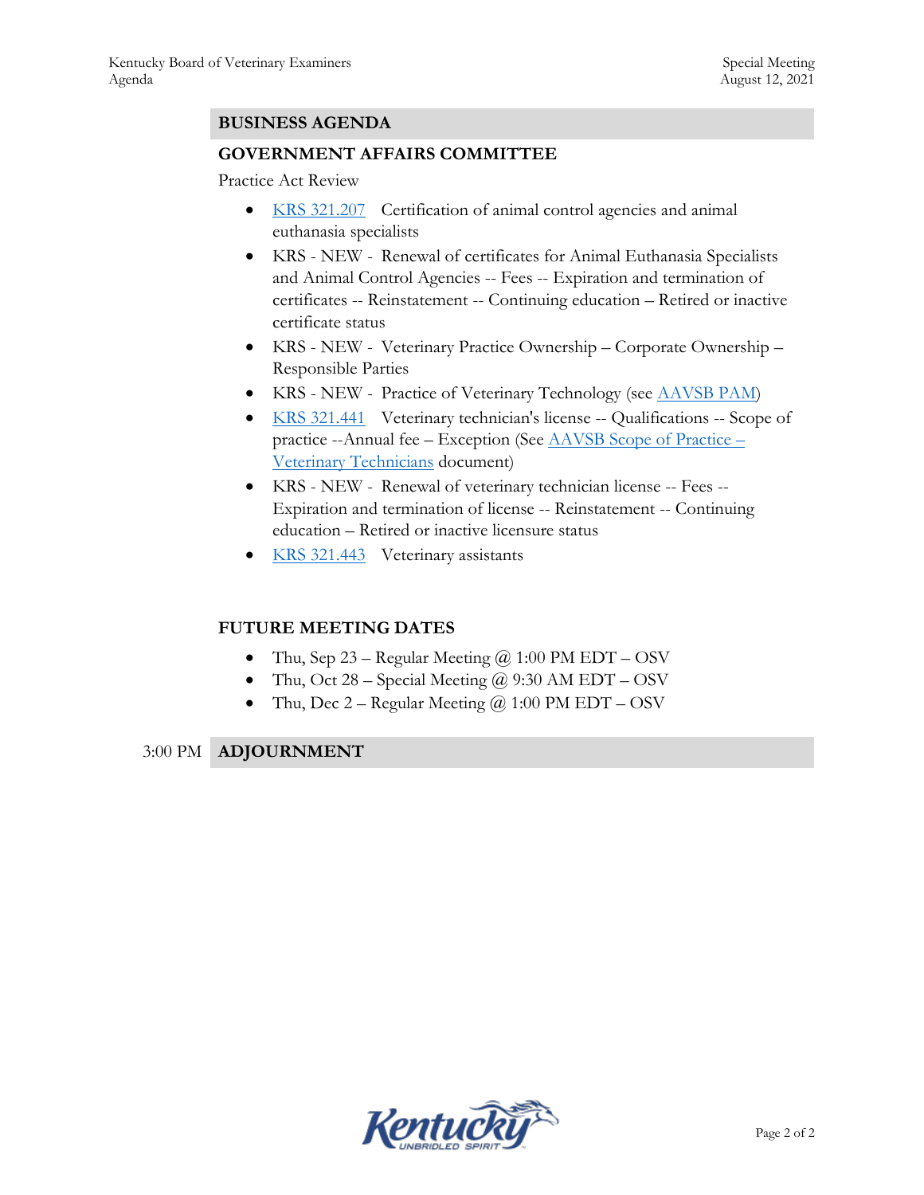## BUSINESS AGENDA

### GOVERNMENT AFFAIRS COMMITTEE

Practice Act Review

- KRS 321.207 Certification of animal control agencies and animal euthanasia specialists
- KRS - NEW - Renewal of certificates for Animal Euthanasia Specialists and Animal Control Agencies -- Fees -- Expiration and termination of certificates -- Reinstatement -- Continuing education – Retired or inactive certificate status
- KRS - NEW - Veterinary Practice Ownership – Corporate Ownership – Responsible Parties
- KRS - NEW - Practice of Veterinary Technology (see AAVSB PAM)
- KRS 321.441 Veterinary technician's license -- Qualifications -- Scope of practice --Annual fee – Exception (See AAVSB Scope of Practice – Veterinary Technicians document)
- KRS - NEW - Renewal of veterinary technician license -- Fees -- Expiration and termination of license -- Reinstatement -- Continuing education – Retired or inactive licensure status
- KRS 321.443 Veterinary assistants

### FUTURE MEETING DATES

- Thu, Sep 23 – Regular Meeting @ 1:00 PM EDT – OSV
- Thu, Oct 28 – Special Meeting @ 9:30 AM EDT – OSV
- Thu, Dec 2 – Regular Meeting @ 1:00 PM EDT – OSV

3:00 PM **ADJOURNMENT**